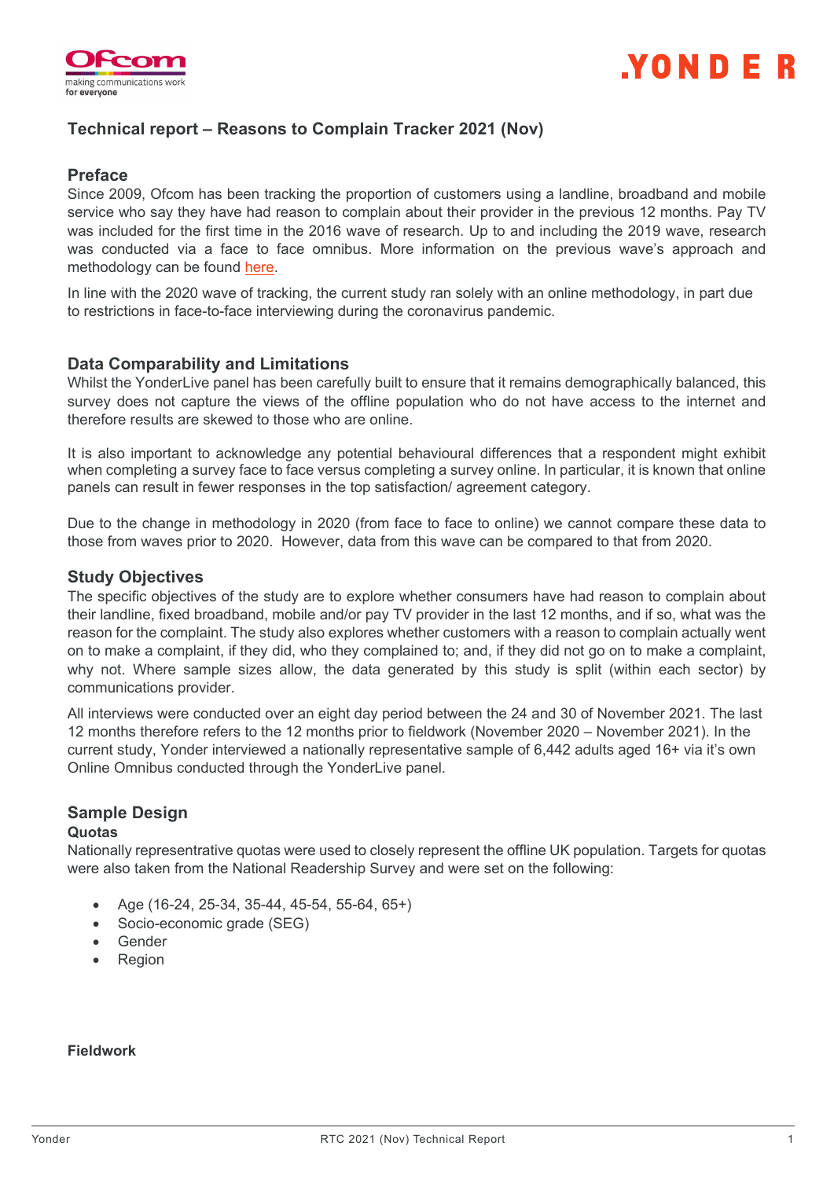# Technical report – Reasons to Complain Tracker 2021 (Nov)

## Preface

Since 2009, Ofcom has been tracking the proportion of customers using a landline, broadband and mobile service who say they have had reason to complain about their provider in the previous 12 months. Pay TV was included for the first time in the 2016 wave of research. Up to and including the 2019 wave, research was conducted via a face to face omnibus. More information on the previous wave's approach and methodology can be found here.

In line with the 2020 wave of tracking, the current study ran solely with an online methodology, in part due to restrictions in face-to-face interviewing during the coronavirus pandemic.

## Data Comparability and Limitations

Whilst the YonderLive panel has been carefully built to ensure that it remains demographically balanced, this survey does not capture the views of the offline population who do not have access to the internet and therefore results are skewed to those who are online.

It is also important to acknowledge any potential behavioural differences that a respondent might exhibit when completing a survey face to face versus completing a survey online. In particular, it is known that online panels can result in fewer responses in the top satisfaction/ agreement category.

Due to the change in methodology in 2020 (from face to face to online) we cannot compare these data to those from waves prior to 2020. However, data from this wave can be compared to that from 2020.

## Study Objectives

The specific objectives of the study are to explore whether consumers have had reason to complain about their landline, fixed broadband, mobile and/or pay TV provider in the last 12 months, and if so, what was the reason for the complaint. The study also explores whether customers with a reason to complain actually went on to make a complaint, if they did, who they complained to; and, if they did not go on to make a complaint, why not. Where sample sizes allow, the data generated by this study is split (within each sector) by communications provider.

All interviews were conducted over an eight day period between the 24 and 30 of November 2021. The last 12 months therefore refers to the 12 months prior to fieldwork (November 2020 – November 2021). In the current study, Yonder interviewed a nationally representative sample of 6,442 adults aged 16+ via it's own Online Omnibus conducted through the YonderLive panel.

## Sample Design

### Quotas

Nationally representative quotas were used to closely represent the offline UK population. Targets for quotas were also taken from the National Readership Survey and were set on the following:

- Age (16-24, 25-34, 35-44, 45-54, 55-64, 65+)
- Socio-economic grade (SEG)
- Gender
- Region

### Fieldwork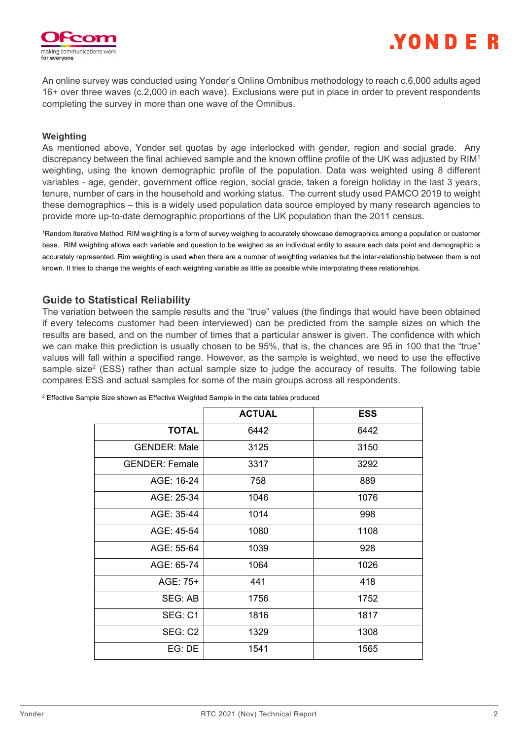An online survey was conducted using Yonder's Online Omnibus methodology to reach c.6,000 adults aged 16+ over three waves (c.2,000 in each wave). Exclusions were put in place in order to prevent respondents completing the survey in more than one wave of the Omnibus.

### Weighting

As mentioned above, Yonder set quotas by age interlocked with gender, region and social grade. Any discrepancy between the final achieved sample and the known offline profile of the UK was adjusted by RIM[1] weighting, using the known demographic profile of the population. Data was weighted using 8 different variables - age, gender, government office region, social grade, taken a foreign holiday in the last 3 years, tenure, number of cars in the household and working status. The current study used PAMCO 2019 to weight these demographics – this is a widely used population data source employed by many research agencies to provide more up-to-date demographic proportions of the UK population than the 2011 census.

[1]Random Iterative Method. RIM weighting is a form of survey weighing to accurately showcase demographics among a population or customer base. RIM weighting allows each variable and question to be weighed as an individual entity to assure each data point and demographic is accurately represented. Rim weighting is used when there are a number of weighting variables but the inter-relationship between them is not known. It tries to change the weights of each weighting variable as little as possible while interpolating these relationships.

## Guide to Statistical Reliability

The variation between the sample results and the "true" values (the findings that would have been obtained if every telecoms customer had been interviewed) can be predicted from the sample sizes on which the results are based, and on the number of times that a particular answer is given. The confidence with which we can make this prediction is usually chosen to be 95%, that is, the chances are 95 in 100 that the "true" values will fall within a specified range. However, as the sample is weighted, we need to use the effective sample size[2] (ESS) rather than actual sample size to judge the accuracy of results. The following table compares ESS and actual samples for some of the main groups across all respondents.

[2] Effective Sample Size shown as Effective Weighted Sample in the data tables produced

| | ACTUAL | ESS |
|---|---|---|
| **TOTAL** | 6442 | 6442 |
| GENDER: Male | 3125 | 3150 |
| GENDER: Female | 3317 | 3292 |
| AGE: 16-24 | 758 | 889 |
| AGE: 25-34 | 1046 | 1076 |
| AGE: 35-44 | 1014 | 998 |
| AGE: 45-54 | 1080 | 1108 |
| AGE: 55-64 | 1039 | 928 |
| AGE: 65-74 | 1064 | 1026 |
| AGE: 75+ | 441 | 418 |
| SEG: AB | 1756 | 1752 |
| SEG: C1 | 1816 | 1817 |
| SEG: C2 | 1329 | 1308 |
| EG: DE | 1541 | 1565 |